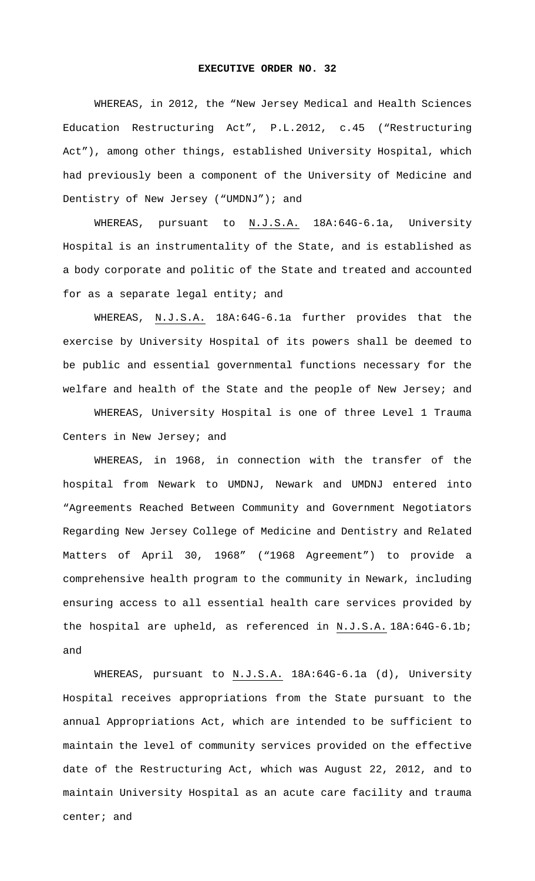# EXECUTIVE ORDER NO. 32

WHEREAS, in 2012, the "New Jersey Medical and Health Sciences Education Restructuring Act", P.L.2012, c.45 ("Restructuring Act"), among other things, established University Hospital, which had previously been a component of the University of Medicine and Dentistry of New Jersey ("UMDNJ"); and

WHEREAS, pursuant to N.J.S.A. 18A:64G-6.1a, University Hospital is an instrumentality of the State, and is established as a body corporate and politic of the State and treated and accounted for as a separate legal entity; and

WHEREAS, N.J.S.A. 18A:64G-6.1a further provides that the exercise by University Hospital of its powers shall be deemed to be public and essential governmental functions necessary for the welfare and health of the State and the people of New Jersey; and

WHEREAS, University Hospital is one of three Level 1 Trauma Centers in New Jersey; and

WHEREAS, in 1968, in connection with the transfer of the hospital from Newark to UMDNJ, Newark and UMDNJ entered into "Agreements Reached Between Community and Government Negotiators Regarding New Jersey College of Medicine and Dentistry and Related Matters of April 30, 1968" ("1968 Agreement") to provide a comprehensive health program to the community in Newark, including ensuring access to all essential health care services provided by the hospital are upheld, as referenced in N.J.S.A. 18A:64G-6.1b; and

WHEREAS, pursuant to N.J.S.A. 18A:64G-6.1a (d), University Hospital receives appropriations from the State pursuant to the annual Appropriations Act, which are intended to be sufficient to maintain the level of community services provided on the effective date of the Restructuring Act, which was August 22, 2012, and to maintain University Hospital as an acute care facility and trauma center; and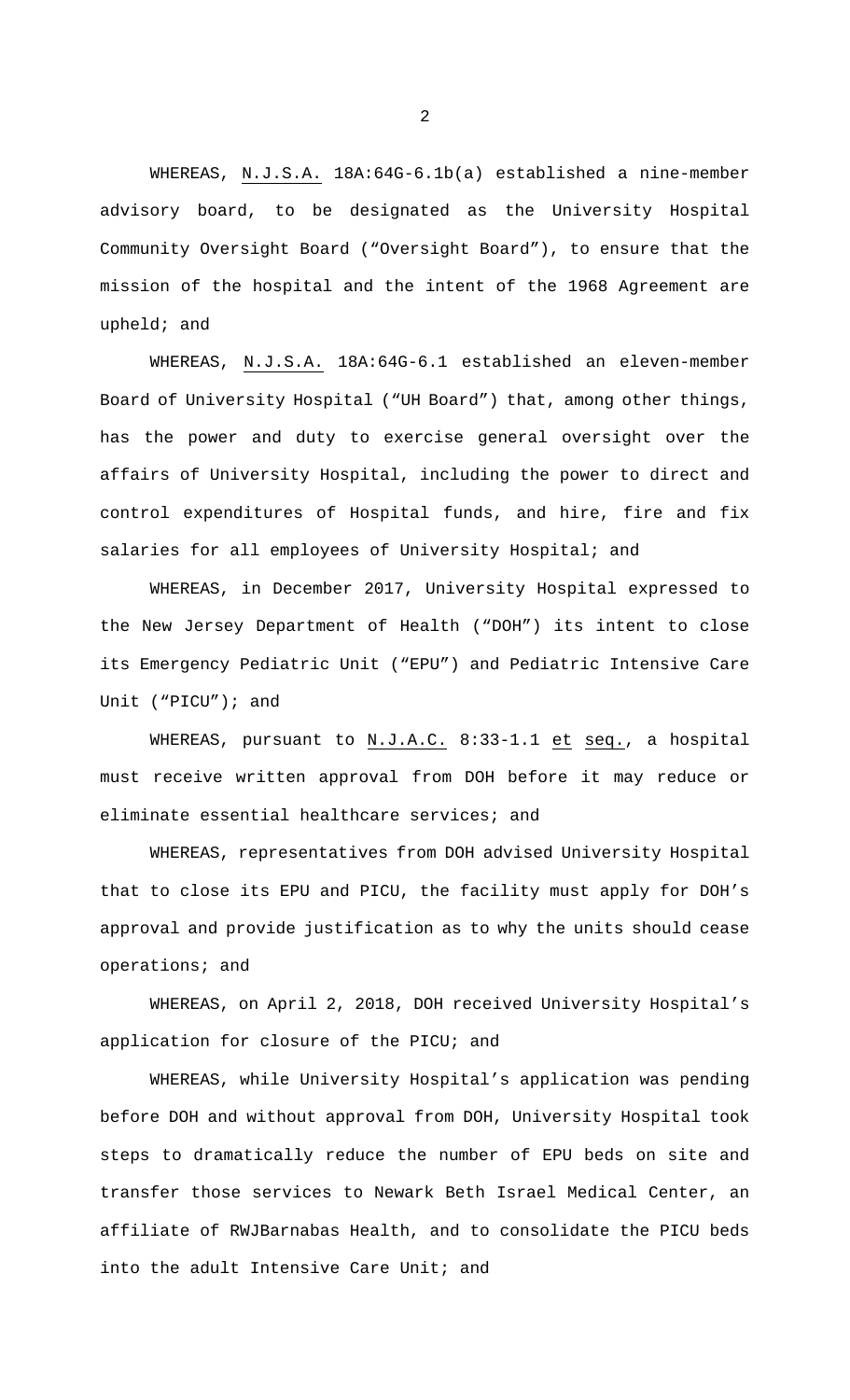WHEREAS, N.J.S.A. 18A:64G-6.1b(a) established a nine-member advisory board, to be designated as the University Hospital Community Oversight Board ("Oversight Board"), to ensure that the mission of the hospital and the intent of the 1968 Agreement are upheld; and

WHEREAS, N.J.S.A. 18A:64G-6.1 established an eleven-member Board of University Hospital ("UH Board") that, among other things, has the power and duty to exercise general oversight over the affairs of University Hospital, including the power to direct and control expenditures of Hospital funds, and hire, fire and fix salaries for all employees of University Hospital; and

WHEREAS, in December 2017, University Hospital expressed to the New Jersey Department of Health ("DOH") its intent to close its Emergency Pediatric Unit ("EPU") and Pediatric Intensive Care Unit ("PICU"); and

WHEREAS, pursuant to N.J.A.C. 8:33-1.1 et seq., a hospital must receive written approval from DOH before it may reduce or eliminate essential healthcare services; and

WHEREAS, representatives from DOH advised University Hospital that to close its EPU and PICU, the facility must apply for DOH's approval and provide justification as to why the units should cease operations; and

WHEREAS, on April 2, 2018, DOH received University Hospital's application for closure of the PICU; and

WHEREAS, while University Hospital's application was pending before DOH and without approval from DOH, University Hospital took steps to dramatically reduce the number of EPU beds on site and transfer those services to Newark Beth Israel Medical Center, an affiliate of RWJBarnabas Health, and to consolidate the PICU beds into the adult Intensive Care Unit; and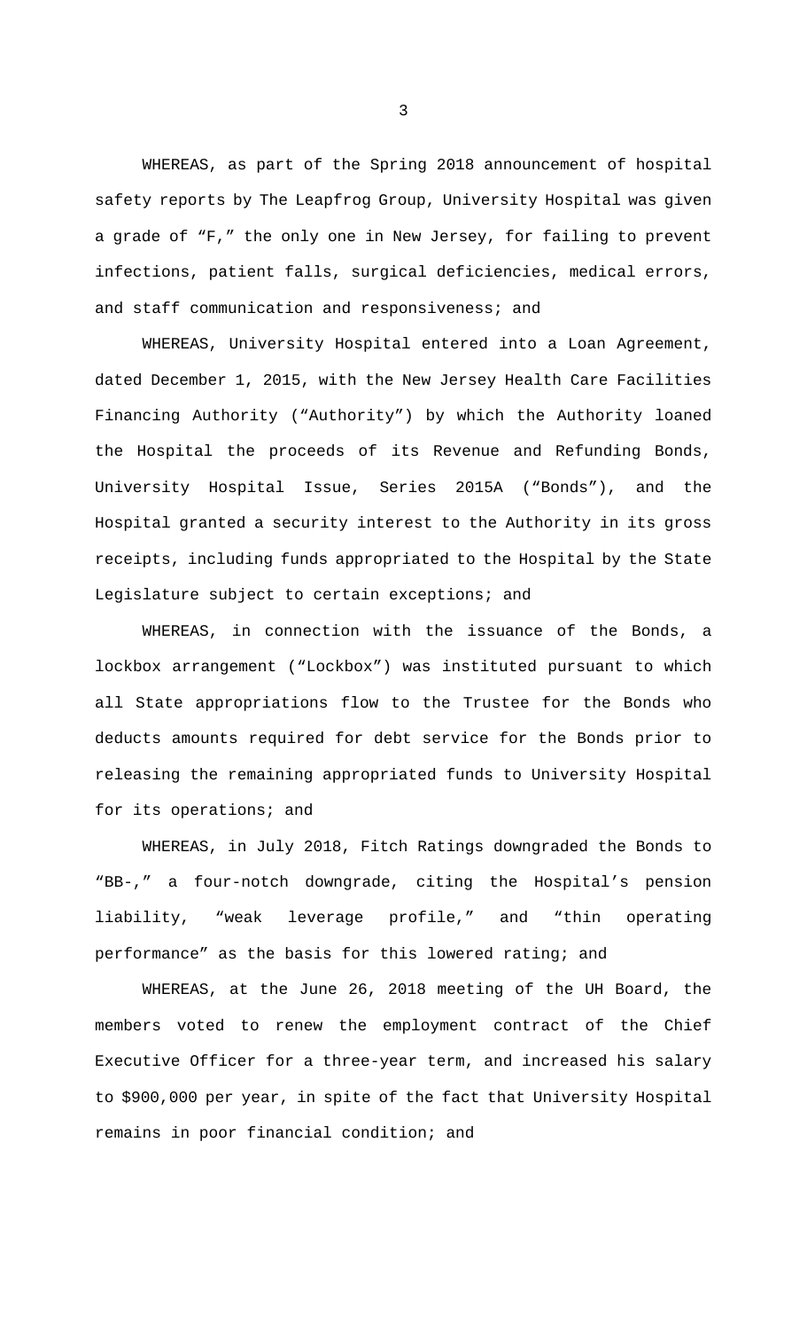WHEREAS, as part of the Spring 2018 announcement of hospital safety reports by The Leapfrog Group, University Hospital was given a grade of "F," the only one in New Jersey, for failing to prevent infections, patient falls, surgical deficiencies, medical errors, and staff communication and responsiveness; and

WHEREAS, University Hospital entered into a Loan Agreement, dated December 1, 2015, with the New Jersey Health Care Facilities Financing Authority ("Authority") by which the Authority loaned the Hospital the proceeds of its Revenue and Refunding Bonds, University Hospital Issue, Series 2015A ("Bonds"), and the Hospital granted a security interest to the Authority in its gross receipts, including funds appropriated to the Hospital by the State Legislature subject to certain exceptions; and

WHEREAS, in connection with the issuance of the Bonds, a lockbox arrangement ("Lockbox") was instituted pursuant to which all State appropriations flow to the Trustee for the Bonds who deducts amounts required for debt service for the Bonds prior to releasing the remaining appropriated funds to University Hospital for its operations; and

WHEREAS, in July 2018, Fitch Ratings downgraded the Bonds to "BB-," a four-notch downgrade, citing the Hospital's pension liability, "weak leverage profile," and "thin operating performance" as the basis for this lowered rating; and

WHEREAS, at the June 26, 2018 meeting of the UH Board, the members voted to renew the employment contract of the Chief Executive Officer for a three-year term, and increased his salary to $900,000 per year, in spite of the fact that University Hospital remains in poor financial condition; and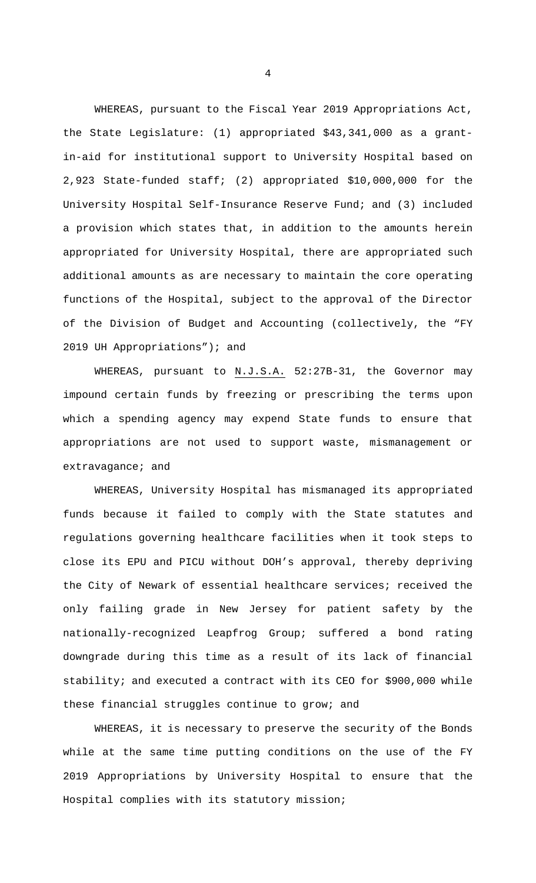WHEREAS, pursuant to the Fiscal Year 2019 Appropriations Act, the State Legislature: (1) appropriated $43,341,000 as a grant-in-aid for institutional support to University Hospital based on 2,923 State-funded staff; (2) appropriated $10,000,000 for the University Hospital Self-Insurance Reserve Fund; and (3) included a provision which states that, in addition to the amounts herein appropriated for University Hospital, there are appropriated such additional amounts as are necessary to maintain the core operating functions of the Hospital, subject to the approval of the Director of the Division of Budget and Accounting (collectively, the "FY 2019 UH Appropriations"); and

WHEREAS, pursuant to N.J.S.A. 52:27B-31, the Governor may impound certain funds by freezing or prescribing the terms upon which a spending agency may expend State funds to ensure that appropriations are not used to support waste, mismanagement or extravagance; and

WHEREAS, University Hospital has mismanaged its appropriated funds because it failed to comply with the State statutes and regulations governing healthcare facilities when it took steps to close its EPU and PICU without DOH's approval, thereby depriving the City of Newark of essential healthcare services; received the only failing grade in New Jersey for patient safety by the nationally-recognized Leapfrog Group; suffered a bond rating downgrade during this time as a result of its lack of financial stability; and executed a contract with its CEO for $900,000 while these financial struggles continue to grow; and

WHEREAS, it is necessary to preserve the security of the Bonds while at the same time putting conditions on the use of the FY 2019 Appropriations by University Hospital to ensure that the Hospital complies with its statutory mission;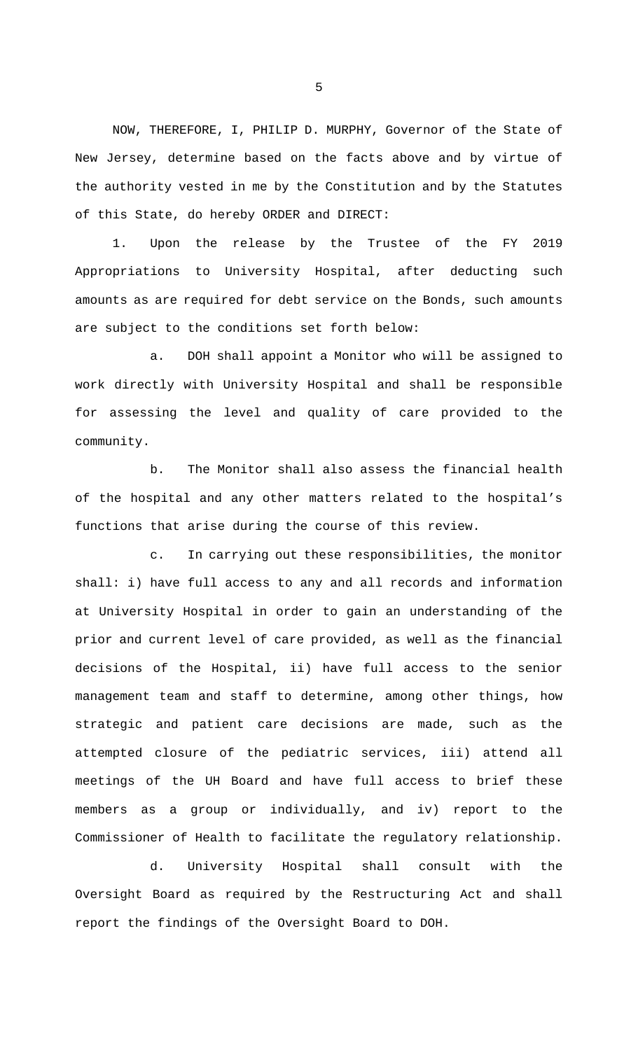NOW, THEREFORE, I, PHILIP D. MURPHY, Governor of the State of New Jersey, determine based on the facts above and by virtue of the authority vested in me by the Constitution and by the Statutes of this State, do hereby ORDER and DIRECT:

1. Upon the release by the Trustee of the FY 2019 Appropriations to University Hospital, after deducting such amounts as are required for debt service on the Bonds, such amounts are subject to the conditions set forth below:

   a. DOH shall appoint a Monitor who will be assigned to work directly with University Hospital and shall be responsible for assessing the level and quality of care provided to the community.

   b. The Monitor shall also assess the financial health of the hospital and any other matters related to the hospital's functions that arise during the course of this review.

   c. In carrying out these responsibilities, the monitor shall: i) have full access to any and all records and information at University Hospital in order to gain an understanding of the prior and current level of care provided, as well as the financial decisions of the Hospital, ii) have full access to the senior management team and staff to determine, among other things, how strategic and patient care decisions are made, such as the attempted closure of the pediatric services, iii) attend all meetings of the UH Board and have full access to brief these members as a group or individually, and iv) report to the Commissioner of Health to facilitate the regulatory relationship.

   d. University Hospital shall consult with the Oversight Board as required by the Restructuring Act and shall report the findings of the Oversight Board to DOH.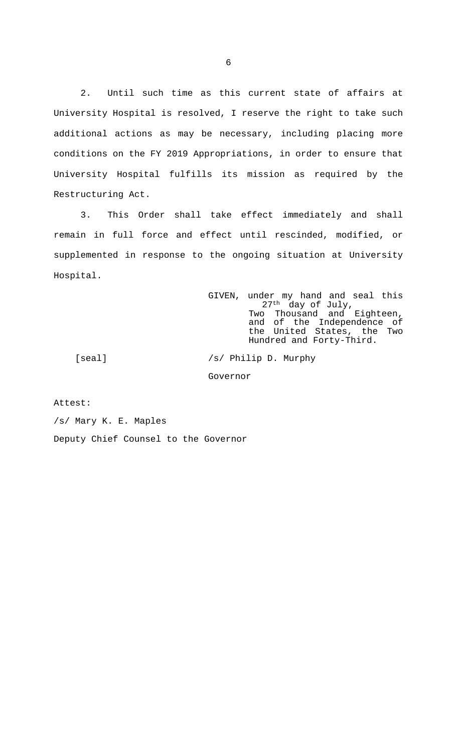2. Until such time as this current state of affairs at University Hospital is resolved, I reserve the right to take such additional actions as may be necessary, including placing more conditions on the FY 2019 Appropriations, in order to ensure that University Hospital fulfills its mission as required by the Restructuring Act.

3. This Order shall take effect immediately and shall remain in full force and effect until rescinded, modified, or supplemented in response to the ongoing situation at University Hospital.

GIVEN, under my hand and seal this 27th day of July, Two Thousand and Eighteen, and of the Independence of the United States, the Two Hundred and Forty-Third.

[seal]

/s/ Philip D. Murphy

Governor

Attest:

/s/ Mary K. E. Maples

Deputy Chief Counsel to the Governor